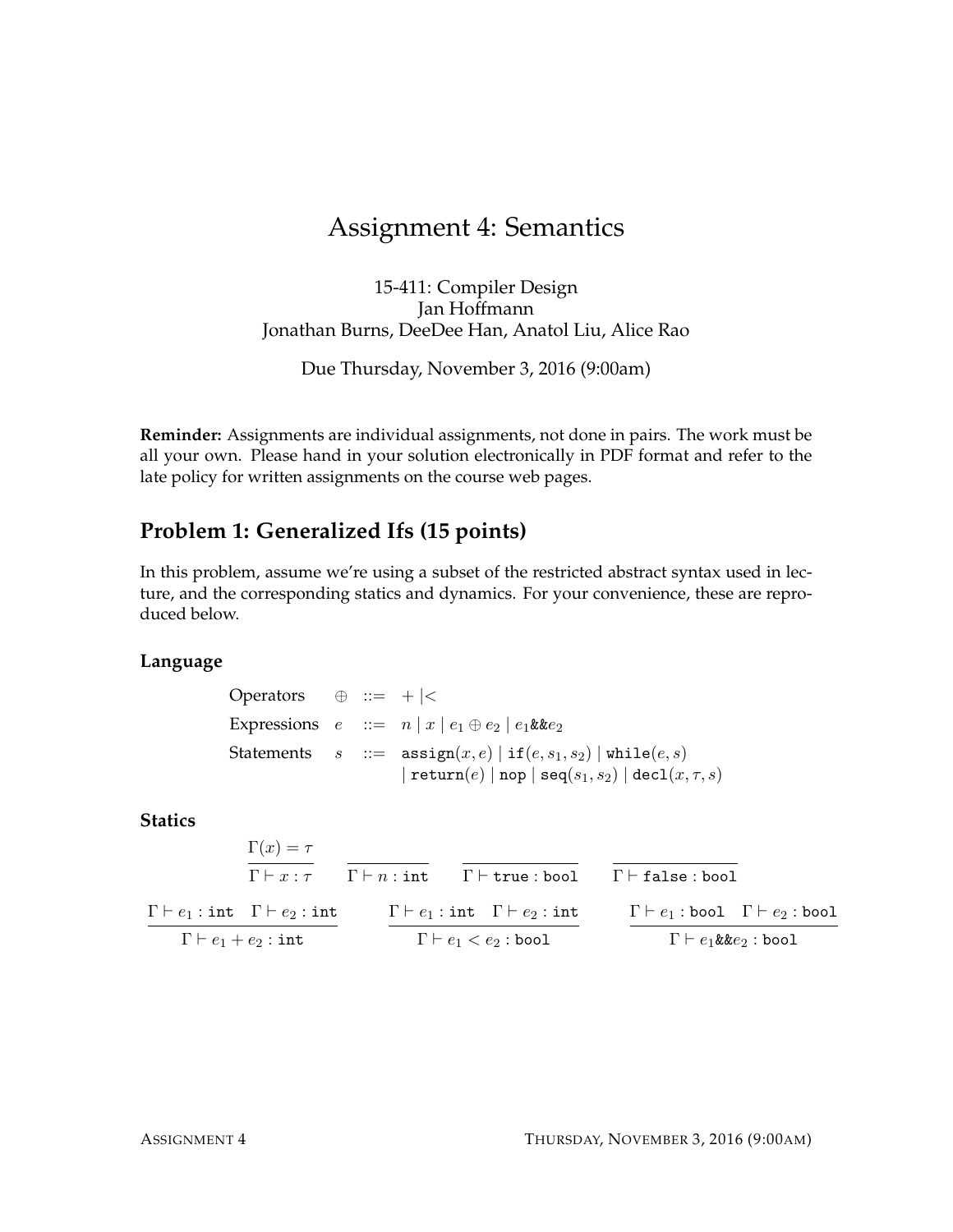# Assignment 4: Semantics

15-411: Compiler Design
Jan Hoffmann
Jonathan Burns, DeeDee Han, Anatol Liu, Alice Rao

Due Thursday, November 3, 2016 (9:00am)

**Reminder:** Assignments are individual assignments, not done in pairs. The work must be all your own. Please hand in your solution electronically in PDF format and refer to the late policy for written assignments on the course web pages.

## Problem 1: Generalized Ifs (15 points)

In this problem, assume we're using a subset of the restricted abstract syntax used in lecture, and the corresponding statics and dynamics. For your convenience, these are reproduced below.

### Language

$$
\begin{array}{llll}
\text{Operators} & \oplus & ::= & + \mid < \\
\text{Expressions} & e & ::= & n \mid x \mid e_1 \oplus e_2 \mid e_1 \texttt{\&\&} e_2 \\
\text{Statements} & s & ::= & \texttt{assign}(x, e) \mid \texttt{if}(e, s_1, s_2) \mid \texttt{while}(e, s) \\
 & & & \mid \texttt{return}(e) \mid \texttt{nop} \mid \texttt{seq}(s_1, s_2) \mid \texttt{decl}(x, \tau, s)
\end{array}
$$

### Statics

$$
\frac{\Gamma(x) = \tau}{\Gamma \vdash x : \tau} \qquad \frac{}{\Gamma \vdash n : \texttt{int}} \qquad \frac{}{\Gamma \vdash \texttt{true} : \texttt{bool}} \qquad \frac{}{\Gamma \vdash \texttt{false} : \texttt{bool}}
$$

$$
\frac{\Gamma \vdash e_1 : \texttt{int} \quad \Gamma \vdash e_2 : \texttt{int}}{\Gamma \vdash e_1 + e_2 : \texttt{int}} \qquad \frac{\Gamma \vdash e_1 : \texttt{int} \quad \Gamma \vdash e_2 : \texttt{int}}{\Gamma \vdash e_1 < e_2 : \texttt{bool}} \qquad \frac{\Gamma \vdash e_1 : \texttt{bool} \quad \Gamma \vdash e_2 : \texttt{bool}}{\Gamma \vdash e_1 \texttt{\&\&} e_2 : \texttt{bool}}
$$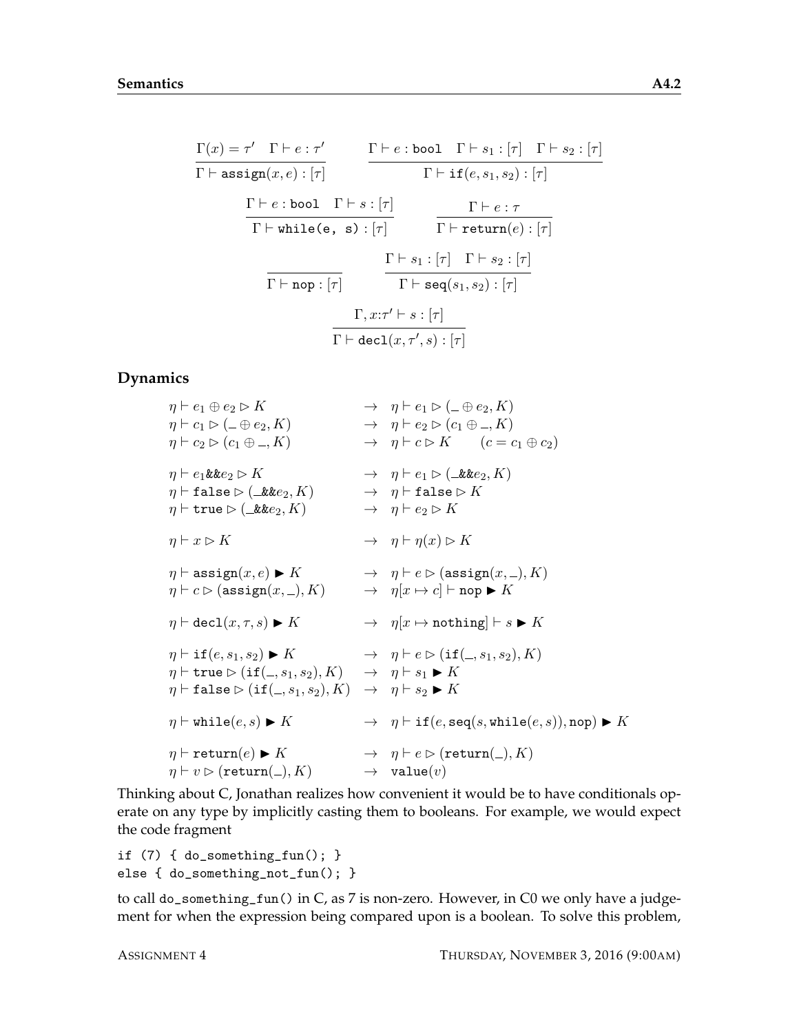$$\frac{\Gamma(x) = \tau' \quad \Gamma \vdash e : \tau'}{\Gamma \vdash \texttt{assign}(x, e) : [\tau]} \qquad \frac{\Gamma \vdash e : \texttt{bool} \quad \Gamma \vdash s_1 : [\tau] \quad \Gamma \vdash s_2 : [\tau]}{\Gamma \vdash \texttt{if}(e, s_1, s_2) : [\tau]}$$

$$\frac{\Gamma \vdash e : \texttt{bool} \quad \Gamma \vdash s : [\tau]}{\Gamma \vdash \texttt{while(e, s)} : [\tau]} \qquad \frac{\Gamma \vdash e : \tau}{\Gamma \vdash \texttt{return}(e) : [\tau]}$$

$$\frac{}{\Gamma \vdash \texttt{nop} : [\tau]} \qquad \frac{\Gamma \vdash s_1 : [\tau] \quad \Gamma \vdash s_2 : [\tau]}{\Gamma \vdash \texttt{seq}(s_1, s_2) : [\tau]}$$

$$\frac{\Gamma, x{:}\tau' \vdash s : [\tau]}{\Gamma \vdash \texttt{decl}(x, \tau', s) : [\tau]}$$

## Dynamics

$$
\begin{array}{lll}
\eta \vdash e_1 \oplus e_2 \rhd K & \rightarrow & \eta \vdash e_1 \rhd (\_ \oplus e_2, K) \\
\eta \vdash c_1 \rhd (\_ \oplus e_2, K) & \rightarrow & \eta \vdash e_2 \rhd (c_1 \oplus \_, K) \\
\eta \vdash c_2 \rhd (c_1 \oplus \_, K) & \rightarrow & \eta \vdash c \rhd K \qquad (c = c_1 \oplus c_2) \\
\\
\eta \vdash e_1 \texttt{\&\&} e_2 \rhd K & \rightarrow & \eta \vdash e_1 \rhd (\_\texttt{\&\&} e_2, K) \\
\eta \vdash \texttt{false} \rhd (\_\texttt{\&\&} e_2, K) & \rightarrow & \eta \vdash \texttt{false} \rhd K \\
\eta \vdash \texttt{true} \rhd (\_\texttt{\&\&} e_2, K) & \rightarrow & \eta \vdash e_2 \rhd K \\
\\
\eta \vdash x \rhd K & \rightarrow & \eta \vdash \eta(x) \rhd K \\
\\
\eta \vdash \texttt{assign}(x, e) \blacktriangleright K & \rightarrow & \eta \vdash e \rhd (\texttt{assign}(x, \_), K) \\
\eta \vdash c \rhd (\texttt{assign}(x, \_), K) & \rightarrow & \eta[x \mapsto c] \vdash \texttt{nop} \blacktriangleright K \\
\\
\eta \vdash \texttt{decl}(x, \tau, s) \blacktriangleright K & \rightarrow & \eta[x \mapsto \texttt{nothing}] \vdash s \blacktriangleright K \\
\\
\eta \vdash \texttt{if}(e, s_1, s_2) \blacktriangleright K & \rightarrow & \eta \vdash e \rhd (\texttt{if}(\_, s_1, s_2), K) \\
\eta \vdash \texttt{true} \rhd (\texttt{if}(\_, s_1, s_2), K) & \rightarrow & \eta \vdash s_1 \blacktriangleright K \\
\eta \vdash \texttt{false} \rhd (\texttt{if}(\_, s_1, s_2), K) & \rightarrow & \eta \vdash s_2 \blacktriangleright K \\
\\
\eta \vdash \texttt{while}(e, s) \blacktriangleright K & \rightarrow & \eta \vdash \texttt{if}(e, \texttt{seq}(s, \texttt{while}(e, s)), \texttt{nop}) \blacktriangleright K \\
\\
\eta \vdash \texttt{return}(e) \blacktriangleright K & \rightarrow & \eta \vdash e \rhd (\texttt{return}(\_), K) \\
\eta \vdash v \rhd (\texttt{return}(\_), K) & \rightarrow & \texttt{value}(v)
\end{array}
$$

Thinking about C, Jonathan realizes how convenient it would be to have conditionals operate on any type by implicitly casting them to booleans. For example, we would expect the code fragment

```
if (7) { do_something_fun(); }
else { do_something_not_fun(); }
```

to call `do_something_fun()` in C, as 7 is non-zero. However, in C0 we only have a judgement for when the expression being compared upon is a boolean. To solve this problem,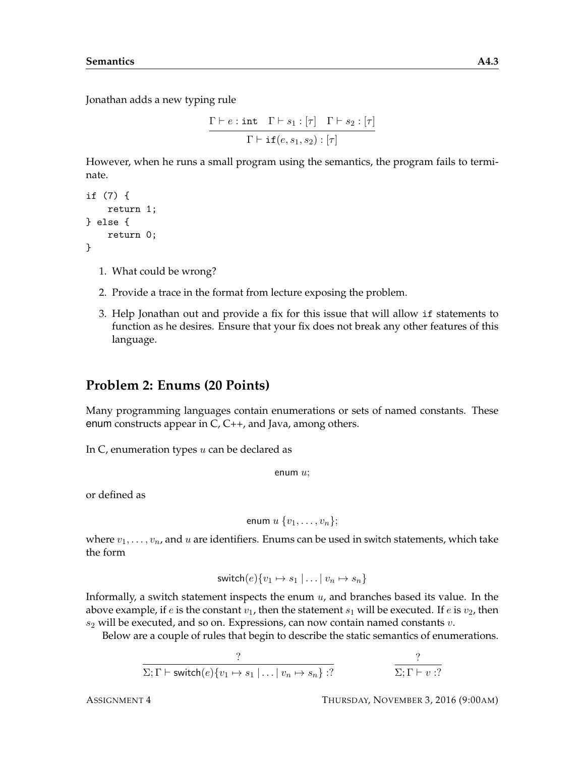Jonathan adds a new typing rule

$$\frac{\Gamma \vdash e : \texttt{int} \quad \Gamma \vdash s_1 : [\tau] \quad \Gamma \vdash s_2 : [\tau]}{\Gamma \vdash \texttt{if}(e, s_1, s_2) : [\tau]}$$

However, when he runs a small program using the semantics, the program fails to terminate.

```
if (7) {
    return 1;
} else {
    return 0;
}
```

1. What could be wrong?
2. Provide a trace in the format from lecture exposing the problem.
3. Help Jonathan out and provide a fix for this issue that will allow `if` statements to function as he desires. Ensure that your fix does not break any other features of this language.

## Problem 2: Enums (20 Points)

Many programming languages contain enumerations or sets of named constants. These enum constructs appear in C, C++, and Java, among others.

In C, enumeration types $u$ can be declared as

$$\text{enum } u;$$

or defined as

$$\text{enum } u \; \{v_1, \ldots, v_n\};$$

where $v_1, \ldots, v_n$, and $u$ are identifiers. Enums can be used in switch statements, which take the form

$$\text{switch}(e)\{v_1 \mapsto s_1 \mid \ldots \mid v_n \mapsto s_n\}$$

Informally, a switch statement inspects the enum $u$, and branches based its value. In the above example, if $e$ is the constant $v_1$, then the statement $s_1$ will be executed. If $e$ is $v_2$, then $s_2$ will be executed, and so on. Expressions, can now contain named constants $v$.

Below are a couple of rules that begin to describe the static semantics of enumerations.

$$\frac{?}{\Sigma; \Gamma \vdash \text{switch}(e)\{v_1 \mapsto s_1 \mid \ldots \mid v_n \mapsto s_n\} :?} \qquad \frac{?}{\Sigma; \Gamma \vdash v :?}$$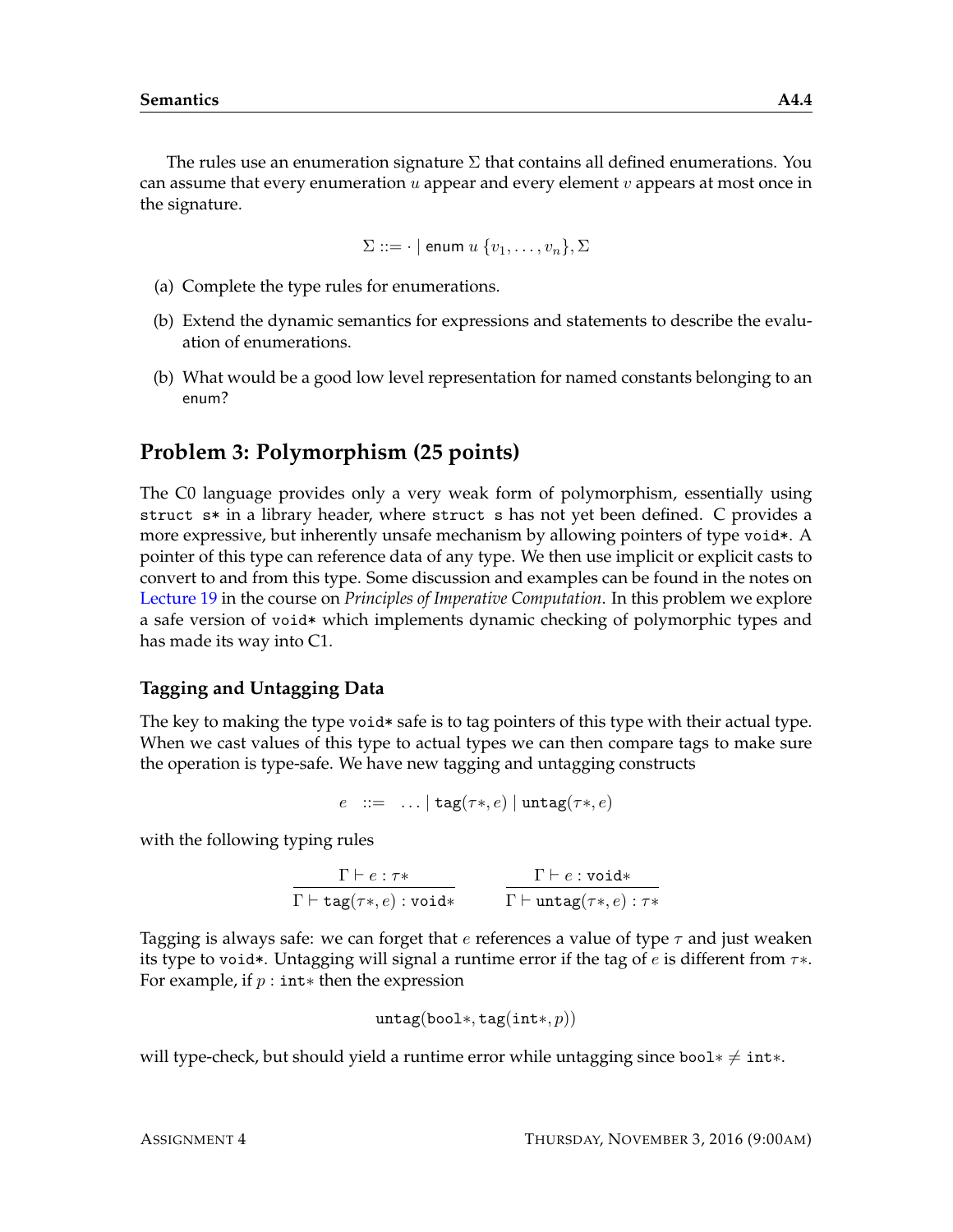The rules use an enumeration signature $\Sigma$ that contains all defined enumerations. You can assume that every enumeration $u$ appear and every element $v$ appears at most once in the signature.

$$\Sigma ::= \cdot \mid \mathsf{enum}\ u\ \{v_1, \ldots, v_n\}, \Sigma$$

(a) Complete the type rules for enumerations.

(b) Extend the dynamic semantics for expressions and statements to describe the evaluation of enumerations.

(b) What would be a good low level representation for named constants belonging to an `enum`?

## Problem 3: Polymorphism (25 points)

The C0 language provides only a very weak form of polymorphism, essentially using `struct s*` in a library header, where `struct s` has not yet been defined. C provides a more expressive, but inherently unsafe mechanism by allowing pointers of type `void*`. A pointer of this type can reference data of any type. We then use implicit or explicit casts to convert to and from this type. Some discussion and examples can be found in the notes on Lecture 19 in the course on *Principles of Imperative Computation*. In this problem we explore a safe version of `void*` which implements dynamic checking of polymorphic types and has made its way into C1.

### Tagging and Untagging Data

The key to making the type `void*` safe is to tag pointers of this type with their actual type. When we cast values of this type to actual types we can then compare tags to make sure the operation is type-safe. We have new tagging and untagging constructs

$$e \quad ::= \quad \ldots \mid \mathtt{tag}(\tau*, e) \mid \mathtt{untag}(\tau*, e)$$

with the following typing rules

$$\frac{\Gamma \vdash e : \tau*}{\Gamma \vdash \mathtt{tag}(\tau*, e) : \mathtt{void}*} \qquad \frac{\Gamma \vdash e : \mathtt{void}*}{\Gamma \vdash \mathtt{untag}(\tau*, e) : \tau*}$$

Tagging is always safe: we can forget that $e$ references a value of type $\tau$ and just weaken its type to `void*`. Untagging will signal a runtime error if the tag of $e$ is different from $\tau*$. For example, if $p : \mathtt{int}*$ then the expression

$$\mathtt{untag}(\mathtt{bool}*, \mathtt{tag}(\mathtt{int}*, p))$$

will type-check, but should yield a runtime error while untagging since $\mathtt{bool}* \neq \mathtt{int}*$.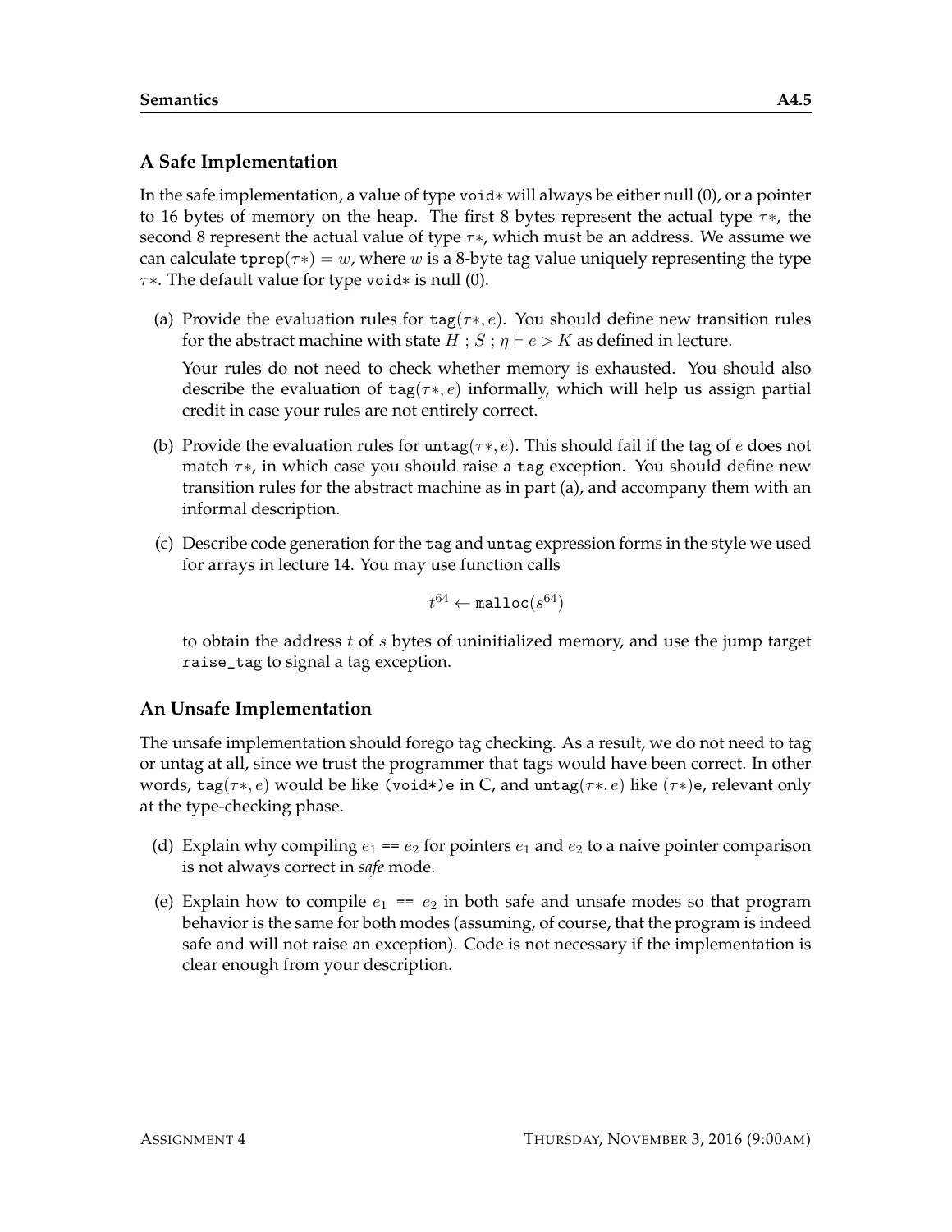### A Safe Implementation

In the safe implementation, a value of type `void*` will always be either null (0), or a pointer to 16 bytes of memory on the heap. The first 8 bytes represent the actual type $\tau*$, the second 8 represent the actual value of type $\tau*$, which must be an address. We assume we can calculate $\texttt{tprep}(\tau*) = w$, where $w$ is a 8-byte tag value uniquely representing the type $\tau*$. The default value for type `void*` is null (0).

(a) Provide the evaluation rules for $\texttt{tag}(\tau*, e)$. You should define new transition rules for the abstract machine with state $H\ ;\ S\ ;\ \eta \vdash e \rhd K$ as defined in lecture.

Your rules do not need to check whether memory is exhausted. You should also describe the evaluation of $\texttt{tag}(\tau*, e)$ informally, which will help us assign partial credit in case your rules are not entirely correct.

(b) Provide the evaluation rules for $\texttt{untag}(\tau*, e)$. This should fail if the tag of $e$ does not match $\tau*$, in which case you should raise a `tag` exception. You should define new transition rules for the abstract machine as in part (a), and accompany them with an informal description.

(c) Describe code generation for the `tag` and `untag` expression forms in the style we used for arrays in lecture 14. You may use function calls

$$t^{64} \leftarrow \texttt{malloc}(s^{64})$$

to obtain the address $t$ of $s$ bytes of uninitialized memory, and use the jump target `raise_tag` to signal a tag exception.

### An Unsafe Implementation

The unsafe implementation should forego tag checking. As a result, we do not need to tag or untag at all, since we trust the programmer that tags would have been correct. In other words, $\texttt{tag}(\tau*, e)$ would be like `(void*)e` in C, and $\texttt{untag}(\tau*, e)$ like $(\tau*)$`e`, relevant only at the type-checking phase.

(d) Explain why compiling $e_1$ `==` $e_2$ for pointers $e_1$ and $e_2$ to a naive pointer comparison is not always correct in *safe* mode.

(e) Explain how to compile $e_1$ `==` $e_2$ in both safe and unsafe modes so that program behavior is the same for both modes (assuming, of course, that the program is indeed safe and will not raise an exception). Code is not necessary if the implementation is clear enough from your description.